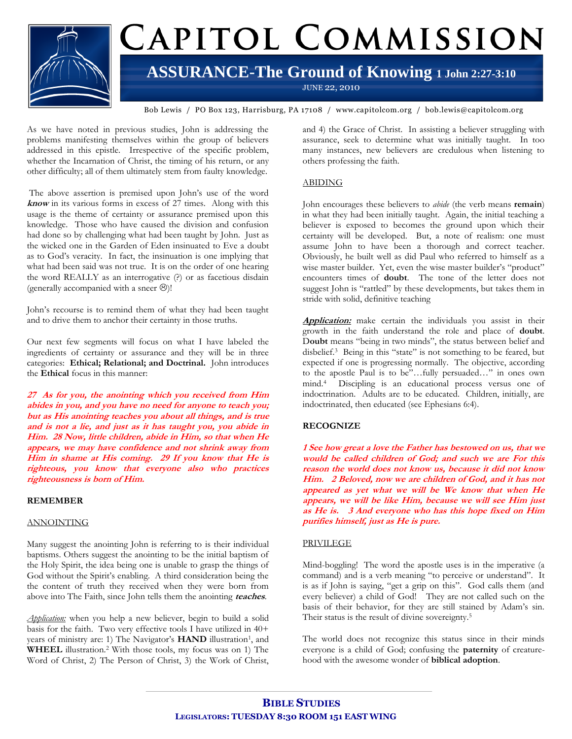# CAPITOL COMMISSION

## ASSURANCE-The Ground of Knowing 1 John 2:27-3:10

JUNE 22, 2010

Bob Lewis / PO Box 123, Harrisburg, PA 17108 / www.capitolcom.org / bob.lewis@capitolcom.org

As we have noted in previous studies, John is addressing the problems manifesting themselves within the group of believers addressed in this epistle. Irrespective of the specific problem, whether the Incarnation of Christ, the timing of his return, or any other difficulty; all of them ultimately stem from faulty knowledge.

The above assertion is premised upon John's use of the word ***know*** in its various forms in excess of 27 times. Along with this usage is the theme of certainty or assurance premised upon this knowledge. Those who have caused the division and confusion had done so by challenging what had been taught by John. Just as the wicked one in the Garden of Eden insinuated to Eve a doubt as to God's veracity. In fact, the insinuation is one implying that what had been said was not true. It is on the order of one hearing the word REALLY as an interrogative (?) or as facetious disdain (generally accompanied with a sneer ☹)!

John's recourse is to remind them of what they had been taught and to drive them to anchor their certainty in those truths.

Our next few segments will focus on what I have labeled the ingredients of certainty or assurance and they will be in three categories: **Ethical; Relational; and Doctrinal.** John introduces the **Ethical** focus in this manner:

***27 As for you, the anointing which you received from Him abides in you, and you have no need for anyone to teach you; but as His anointing teaches you about all things, and is true and is not a lie, and just as it has taught you, you abide in Him. 28 Now, little children, abide in Him, so that when He appears, we may have confidence and not shrink away from Him in shame at His coming. 29 If you know that He is righteous, you know that everyone also who practices righteousness is born of Him.***

**REMEMBER**

ANNOINTING

Many suggest the anointing John is referring to is their individual baptisms. Others suggest the anointing to be the initial baptism of the Holy Spirit, the idea being one is unable to grasp the things of God without the Spirit's enabling. A third consideration being the the content of truth they received when they were born from above into The Faith, since John tells them the anointing ***teaches***.

*Application:* when you help a new believer, begin to build a solid basis for the faith. Two very effective tools I have utilized in 40+ years of ministry are: 1) The Navigator's **HAND** illustration[1], and **WHEEL** illustration.[2] With those tools, my focus was on 1) The Word of Christ, 2) The Person of Christ, 3) the Work of Christ, and 4) the Grace of Christ. In assisting a believer struggling with assurance, seek to determine what was initially taught. In too many instances, new believers are credulous when listening to others professing the faith.

ABIDING

John encourages these believers to *abide* (the verb means **remain**) in what they had been initially taught. Again, the initial teaching a believer is exposed to becomes the ground upon which their certainty will be developed. But, a note of realism: one must assume John to have been a thorough and correct teacher. Obviously, he built well as did Paul who referred to himself as a wise master builder. Yet, even the wise master builder's "product" encounters times of **doubt**. The tone of the letter does not suggest John is "rattled" by these developments, but takes them in stride with solid, definitive teaching

***Application:*** make certain the individuals you assist in their growth in the faith understand the role and place of **doubt**. **Doubt** means "being in two minds", the status between belief and disbelief.[3] Being in this "state" is not something to be feared, but expected if one is progressing normally. The objective, according to the apostle Paul is to be"…fully persuaded…" in ones own mind.[4] Discipling is an educational process versus one of indoctrination. Adults are to be educated. Children, initially, are indoctrinated, then educated (see Ephesians 6:4).

**RECOGNIZE**

***1 See how great a love the Father has bestowed on us, that we would be called children of God; and such we are For this reason the world does not know us, because it did not know Him. 2 Beloved, now we are children of God, and it has not appeared as yet what we will be We know that when He appears, we will be like Him, because we will see Him just as He is. 3 And everyone who has this hope fixed on Him purifies himself, just as He is pure.***

PRIVILEGE

Mind-boggling! The word the apostle uses is in the imperative (a command) and is a verb meaning "to perceive or understand". It is as if John is saying, "get a grip on this". God calls them (and every believer) a child of God! They are not called such on the basis of their behavior, for they are still stained by Adam's sin. Their status is the result of divine sovereignty.[5]

The world does not recognize this status since in their minds everyone is a child of God; confusing the **paternity** of creature-hood with the awesome wonder of **biblical adoption**.

**BIBLE STUDIES**
**LEGISLATORS: TUESDAY 8:30 ROOM 151 EAST WING**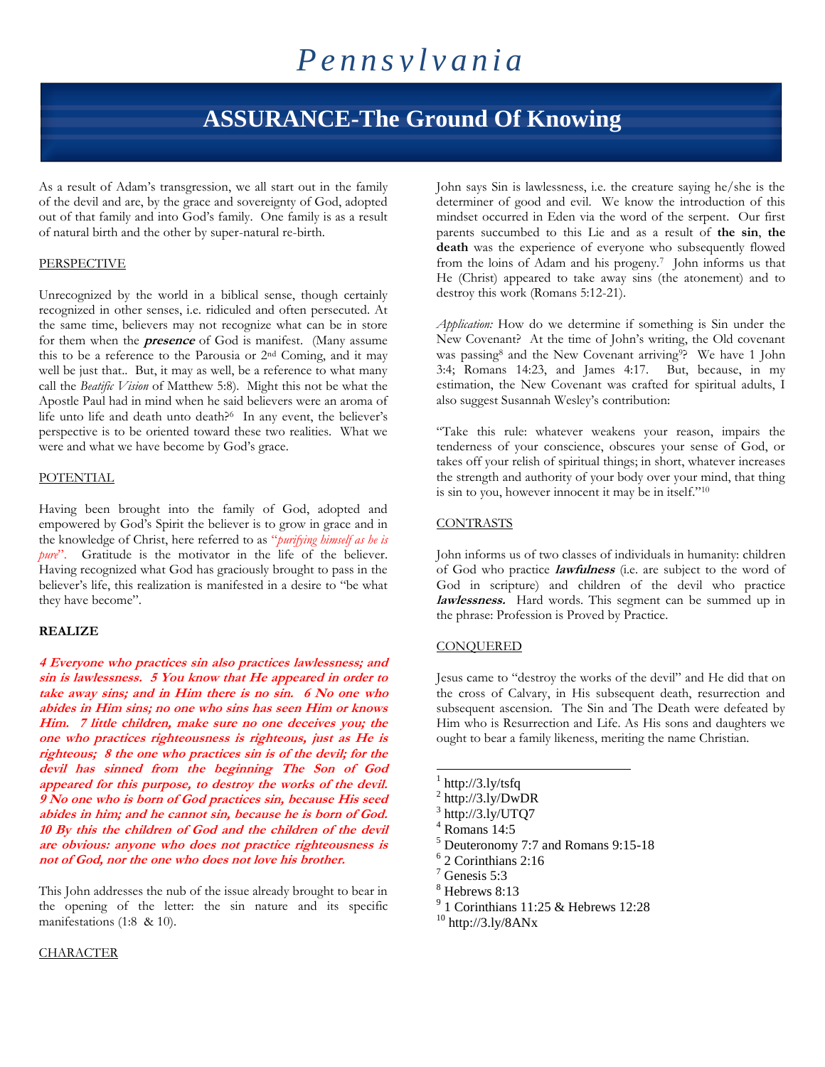# Pennsylvania

## ASSURANCE-The Ground Of Knowing

As a result of Adam's transgression, we all start out in the family of the devil and are, by the grace and sovereignty of God, adopted out of that family and into God's family. One family is as a result of natural birth and the other by super-natural re-birth.

PERSPECTIVE

Unrecognized by the world in a biblical sense, though certainly recognized in other senses, i.e. ridiculed and often persecuted. At the same time, believers may not recognize what can be in store for them when the ***presence*** of God is manifest. (Many assume this to be a reference to the Parousia or 2nd Coming, and it may well be just that.. But, it may as well, be a reference to what many call the *Beatific Vision* of Matthew 5:8). Might this not be what the Apostle Paul had in mind when he said believers were an aroma of life unto life and death unto death?[6] In any event, the believer's perspective is to be oriented toward these two realities. What we were and what we have become by God's grace.

POTENTIAL

Having been brought into the family of God, adopted and empowered by God's Spirit the believer is to grow in grace and in the knowledge of Christ, here referred to as "*purifying himself as he is pure*". Gratitude is the motivator in the life of the believer. Having recognized what God has graciously brought to pass in the believer's life, this realization is manifested in a desire to "be what they have become".

**REALIZE**

***4 Everyone who practices sin also practices lawlessness; and sin is lawlessness. 5 You know that He appeared in order to take away sins; and in Him there is no sin. 6 No one who abides in Him sins; no one who sins has seen Him or knows Him. 7 little children, make sure no one deceives you; the one who practices righteousness is righteous, just as He is righteous; 8 the one who practices sin is of the devil; for the devil has sinned from the beginning The Son of God appeared for this purpose, to destroy the works of the devil. 9 No one who is born of God practices sin, because His seed abides in him; and he cannot sin, because he is born of God. 10 By this the children of God and the children of the devil are obvious: anyone who does not practice righteousness is not of God, nor the one who does not love his brother.***

This John addresses the nub of the issue already brought to bear in the opening of the letter: the sin nature and its specific manifestations (1:8 & 10).

CHARACTER

John says Sin is lawlessness, i.e. the creature saying he/she is the determiner of good and evil. We know the introduction of this mindset occurred in Eden via the word of the serpent. Our first parents succumbed to this Lie and as a result of **the sin**, **the death** was the experience of everyone who subsequently flowed from the loins of Adam and his progeny.[7] John informs us that He (Christ) appeared to take away sins (the atonement) and to destroy this work (Romans 5:12-21).

*Application:* How do we determine if something is Sin under the New Covenant? At the time of John's writing, the Old covenant was passing[8] and the New Covenant arriving[9]? We have 1 John 3:4; Romans 14:23, and James 4:17. But, because, in my estimation, the New Covenant was crafted for spiritual adults, I also suggest Susannah Wesley's contribution:

"Take this rule: whatever weakens your reason, impairs the tenderness of your conscience, obscures your sense of God, or takes off your relish of spiritual things; in short, whatever increases the strength and authority of your body over your mind, that thing is sin to you, however innocent it may be in itself."[10]

CONTRASTS

John informs us of two classes of individuals in humanity: children of God who practice ***lawfulness*** (i.e. are subject to the word of God in scripture) and children of the devil who practice ***lawlessness.*** Hard words. This segment can be summed up in the phrase: Profession is Proved by Practice.

CONQUERED

Jesus came to "destroy the works of the devil" and He did that on the cross of Calvary, in His subsequent death, resurrection and subsequent ascension. The Sin and The Death were defeated by Him who is Resurrection and Life. As His sons and daughters we ought to bear a family likeness, meriting the name Christian.

---

[1] http://3.ly/tsfq
[2] http://3.ly/DwDR
[3] http://3.ly/UTQ7
[4] Romans 14:5
[5] Deuteronomy 7:7 and Romans 9:15-18
[6] 2 Corinthians 2:16
[7] Genesis 5:3
[8] Hebrews 8:13
[9] 1 Corinthians 11:25 & Hebrews 12:28
[10] http://3.ly/8ANx